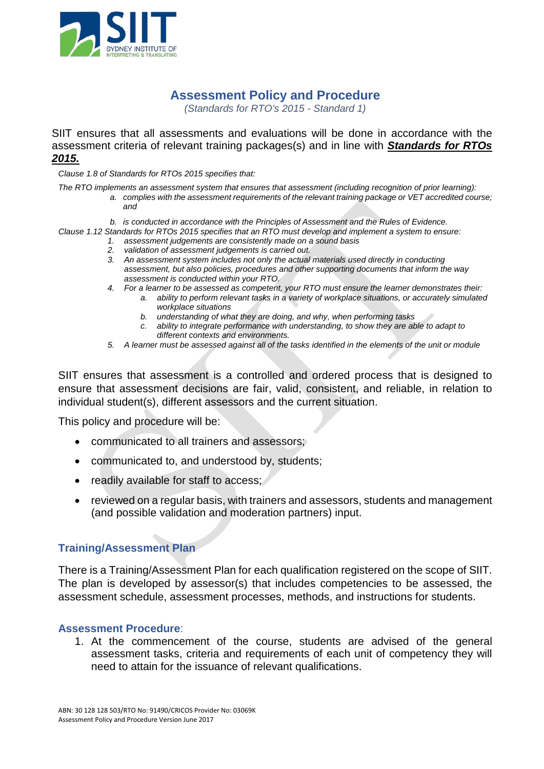# Assessment Policy and Procedure

*(Standards for RTO's 2015 - Standard 1)*

SIIT ensures that all assessments and evaluations will be done in accordance with the assessment criteria of relevant training packages(s) and in line with ***Standards for RTOs 2015.***

*Clause 1.8 of Standards for RTOs 2015 specifies that:*

*The RTO implements an assessment system that ensures that assessment (including recognition of prior learning):*

- *a. complies with the assessment requirements of the relevant training package or VET accredited course; and*
- *b. is conducted in accordance with the Principles of Assessment and the Rules of Evidence.*

*Clause 1.12 Standards for RTOs 2015 specifies that an RTO must develop and implement a system to ensure:*

1. *assessment judgements are consistently made on a sound basis*
2. *validation of assessment judgements is carried out.*
3. *An assessment system includes not only the actual materials used directly in conducting assessment, but also policies, procedures and other supporting documents that inform the way assessment is conducted within your RTO.*
4. *For a learner to be assessed as competent, your RTO must ensure the learner demonstrates their:*
   - *a. ability to perform relevant tasks in a variety of workplace situations, or accurately simulated workplace situations*
   - *b. understanding of what they are doing, and why, when performing tasks*
   - *c. ability to integrate performance with understanding, to show they are able to adapt to different contexts and environments.*
5. *A learner must be assessed against all of the tasks identified in the elements of the unit or module*

SIIT ensures that assessment is a controlled and ordered process that is designed to ensure that assessment decisions are fair, valid, consistent, and reliable, in relation to individual student(s), different assessors and the current situation.

This policy and procedure will be:

- communicated to all trainers and assessors;
- communicated to, and understood by, students;
- readily available for staff to access;
- reviewed on a regular basis, with trainers and assessors, students and management (and possible validation and moderation partners) input.

## Training/Assessment Plan

There is a Training/Assessment Plan for each qualification registered on the scope of SIIT. The plan is developed by assessor(s) that includes competencies to be assessed, the assessment schedule, assessment processes, methods, and instructions for students.

## Assessment Procedure:

1. At the commencement of the course, students are advised of the general assessment tasks, criteria and requirements of each unit of competency they will need to attain for the issuance of relevant qualifications.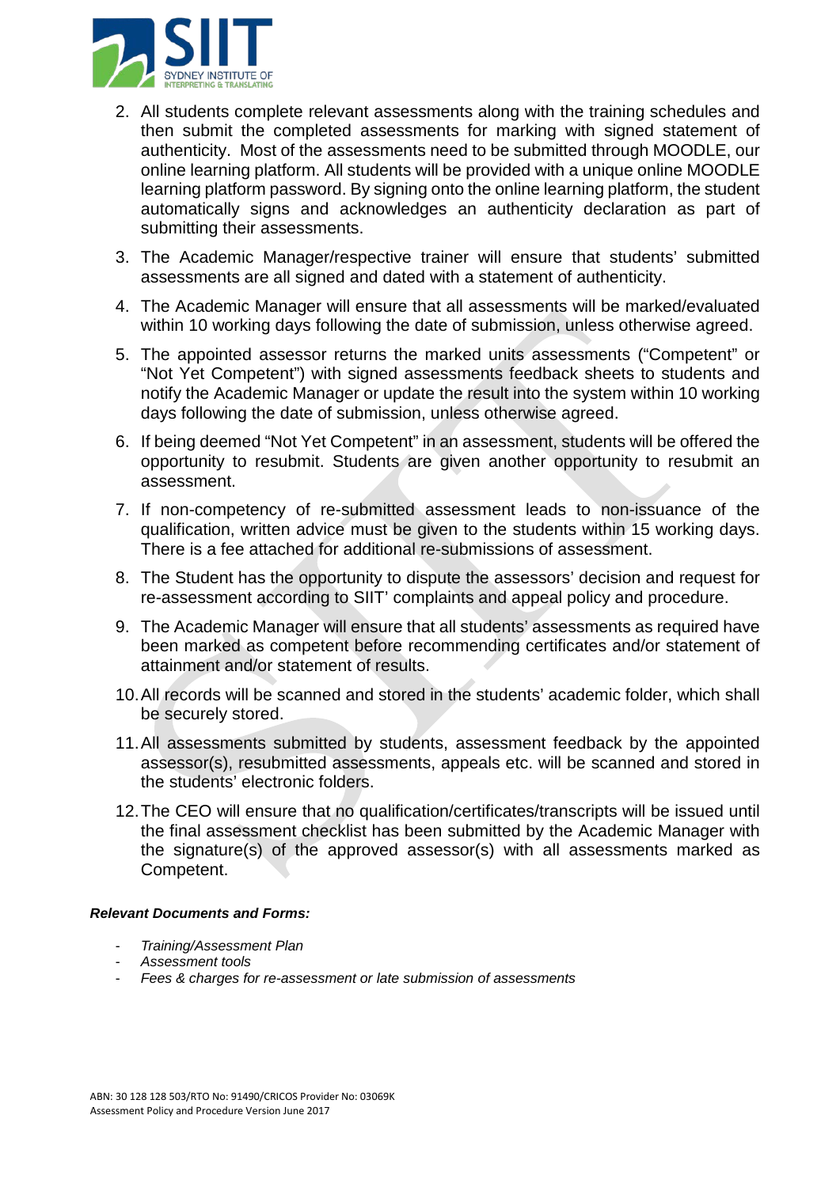2. All students complete relevant assessments along with the training schedules and then submit the completed assessments for marking with signed statement of authenticity. Most of the assessments need to be submitted through MOODLE, our online learning platform. All students will be provided with a unique online MOODLE learning platform password. By signing onto the online learning platform, the student automatically signs and acknowledges an authenticity declaration as part of submitting their assessments.
3. The Academic Manager/respective trainer will ensure that students' submitted assessments are all signed and dated with a statement of authenticity.
4. The Academic Manager will ensure that all assessments will be marked/evaluated within 10 working days following the date of submission, unless otherwise agreed.
5. The appointed assessor returns the marked units assessments ("Competent" or "Not Yet Competent") with signed assessments feedback sheets to students and notify the Academic Manager or update the result into the system within 10 working days following the date of submission, unless otherwise agreed.
6. If being deemed "Not Yet Competent" in an assessment, students will be offered the opportunity to resubmit. Students are given another opportunity to resubmit an assessment.
7. If non-competency of re-submitted assessment leads to non-issuance of the qualification, written advice must be given to the students within 15 working days. There is a fee attached for additional re-submissions of assessment.
8. The Student has the opportunity to dispute the assessors' decision and request for re-assessment according to SIIT' complaints and appeal policy and procedure.
9. The Academic Manager will ensure that all students' assessments as required have been marked as competent before recommending certificates and/or statement of attainment and/or statement of results.
10. All records will be scanned and stored in the students' academic folder, which shall be securely stored.
11. All assessments submitted by students, assessment feedback by the appointed assessor(s), resubmitted assessments, appeals etc. will be scanned and stored in the students' electronic folders.
12. The CEO will ensure that no qualification/certificates/transcripts will be issued until the final assessment checklist has been submitted by the Academic Manager with the signature(s) of the approved assessor(s) with all assessments marked as Competent.

***Relevant Documents and Forms:***

- *Training/Assessment Plan*
- *Assessment tools*
- *Fees & charges for re-assessment or late submission of assessments*